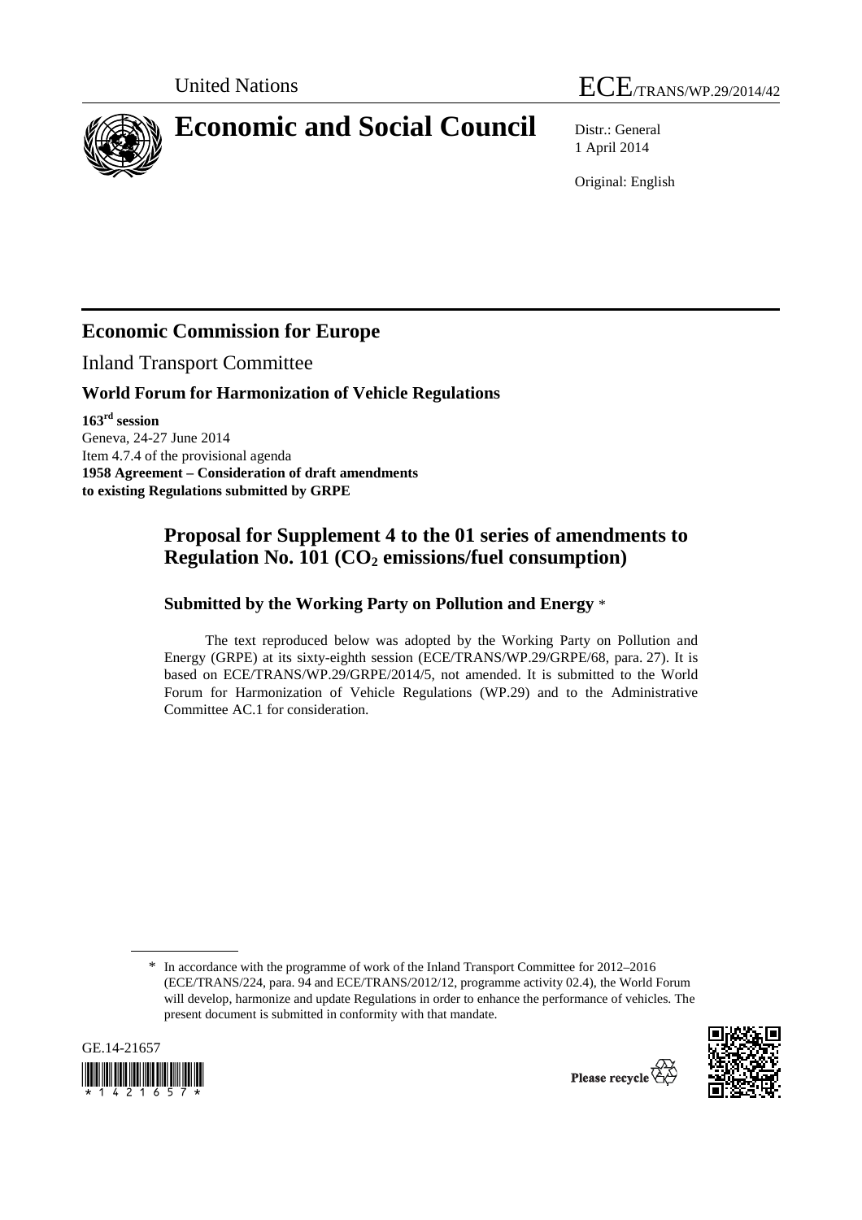United Nations ECE/TRANS/WP.29/2014/42

# Economic and Social Council

Distr.: General
1 April 2014

Original: English

## Economic Commission for Europe

Inland Transport Committee

### World Forum for Harmonization of Vehicle Regulations

**163rd session**
Geneva, 24-27 June 2014
Item 4.7.4 of the provisional agenda
**1958 Agreement – Consideration of draft amendments to existing Regulations submitted by GRPE**

## Proposal for Supplement 4 to the 01 series of amendments to Regulation No. 101 ($CO_2$ emissions/fuel consumption)

### Submitted by the Working Party on Pollution and Energy *

The text reproduced below was adopted by the Working Party on Pollution and Energy (GRPE) at its sixty-eighth session (ECE/TRANS/WP.29/GRPE/68, para. 27). It is based on ECE/TRANS/WP.29/GRPE/2014/5, not amended. It is submitted to the World Forum for Harmonization of Vehicle Regulations (WP.29) and to the Administrative Committee AC.1 for consideration.

---

* In accordance with the programme of work of the Inland Transport Committee for 2012–2016 (ECE/TRANS/224, para. 94 and ECE/TRANS/2012/12, programme activity 02.4), the World Forum will develop, harmonize and update Regulations in order to enhance the performance of vehicles. The present document is submitted in conformity with that mandate.

GE.14-21657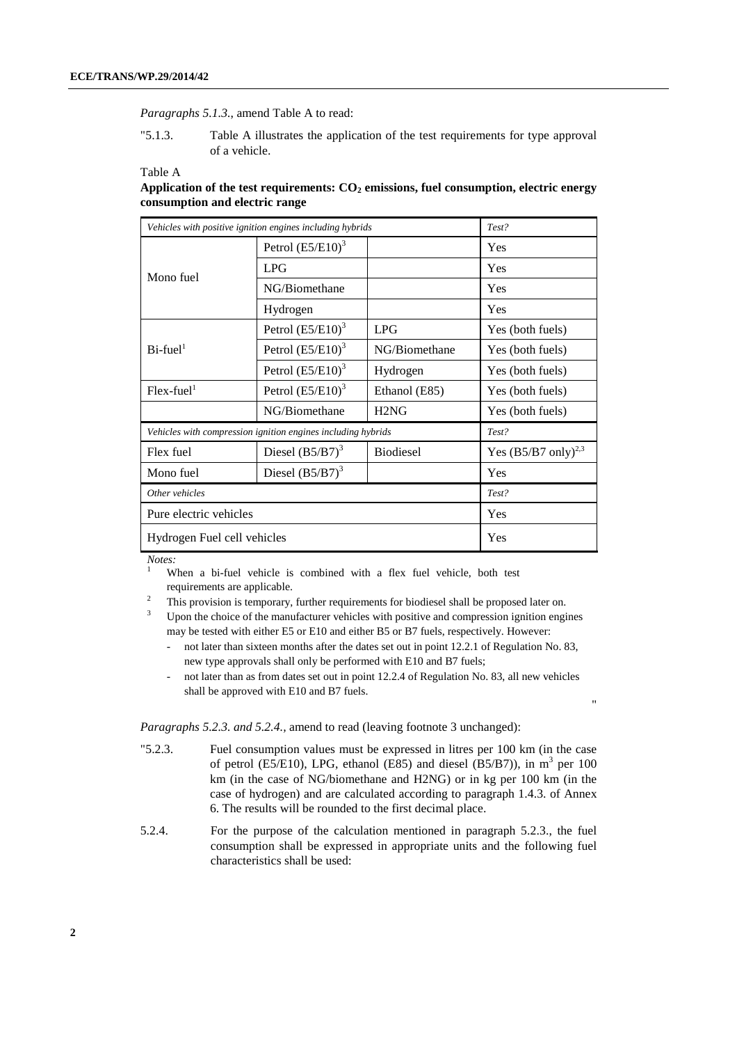*Paragraphs 5.1.3.*, amend Table A to read:

"5.1.3. Table A illustrates the application of the test requirements for type approval of a vehicle.

Table A

**Application of the test requirements: $CO_2$ emissions, fuel consumption, electric energy consumption and electric range**

| *Vehicles with positive ignition engines including hybrids* | | | *Test?* |
|---|---|---|---|
| Mono fuel | Petrol (E5/E10)[3] | | Yes |
| | LPG | | Yes |
| | NG/Biomethane | | Yes |
| | Hydrogen | | Yes |
| Bi-fuel[1] | Petrol (E5/E10)[3] | LPG | Yes (both fuels) |
| | Petrol (E5/E10)[3] | NG/Biomethane | Yes (both fuels) |
| | Petrol (E5/E10)[3] | Hydrogen | Yes (both fuels) |
| Flex-fuel[1] | Petrol (E5/E10)[3] | Ethanol (E85) | Yes (both fuels) |
| | NG/Biomethane | H2NG | Yes (both fuels) |
| *Vehicles with compression ignition engines including hybrids* | | | *Test?* |
| Flex fuel | Diesel (B5/B7)[3] | Biodiesel | Yes (B5/B7 only)[2,3] |
| Mono fuel | Diesel (B5/B7)[3] | | Yes |
| *Other vehicles* | | | *Test?* |
| Pure electric vehicles | | | Yes |
| Hydrogen Fuel cell vehicles | | | Yes |

*Notes:*

[1] When a bi-fuel vehicle is combined with a flex fuel vehicle, both test requirements are applicable.

[2] This provision is temporary, further requirements for biodiesel shall be proposed later on.

[3] Upon the choice of the manufacturer vehicles with positive and compression ignition engines may be tested with either E5 or E10 and either B5 or B7 fuels, respectively. However:

- not later than sixteen months after the dates set out in point 12.2.1 of Regulation No. 83, new type approvals shall only be performed with E10 and B7 fuels;
- not later than as from dates set out in point 12.2.4 of Regulation No. 83, all new vehicles shall be approved with E10 and B7 fuels.

"

*Paragraphs 5.2.3. and 5.2.4.*, amend to read (leaving footnote 3 unchanged):

"5.2.3. Fuel consumption values must be expressed in litres per 100 km (in the case of petrol (E5/E10), LPG, ethanol (E85) and diesel (B5/B7)), in $m^3$ per 100 km (in the case of NG/biomethane and H2NG) or in kg per 100 km (in the case of hydrogen) and are calculated according to paragraph 1.4.3. of Annex 6. The results will be rounded to the first decimal place.

5.2.4. For the purpose of the calculation mentioned in paragraph 5.2.3., the fuel consumption shall be expressed in appropriate units and the following fuel characteristics shall be used: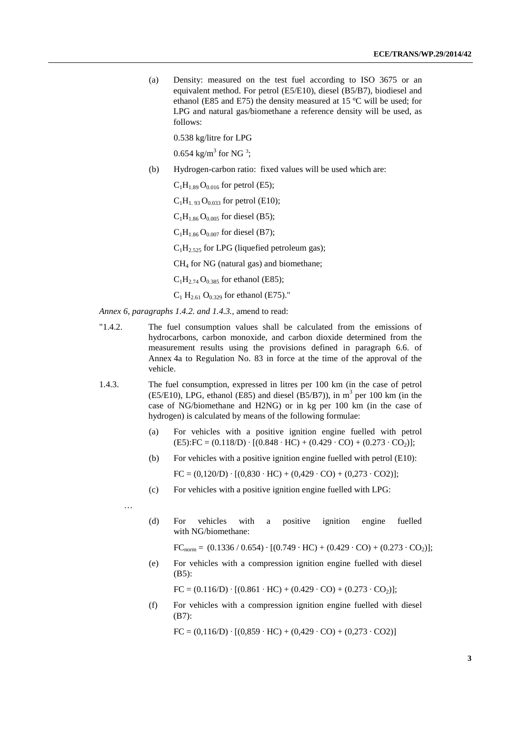(a) Density: measured on the test fuel according to ISO 3675 or an equivalent method. For petrol (E5/E10), diesel (B5/B7), biodiesel and ethanol (E85 and E75) the density measured at 15 ºC will be used; for LPG and natural gas/biomethane a reference density will be used, as follows:

0.538 kg/litre for LPG

0.654 kg/$m^3$ for NG [3];

(b) Hydrogen-carbon ratio: fixed values will be used which are:

$C_1H_{1.89}O_{0.016}$ for petrol (E5);

$C_1H_{1.93}O_{0.033}$ for petrol (E10);

$C_1H_{1.86}O_{0.005}$ for diesel (B5);

$C_1H_{1.86}O_{0.007}$ for diesel (B7);

$C_1H_{2.525}$ for LPG (liquefied petroleum gas);

$CH_4$ for NG (natural gas) and biomethane;

$C_1H_{2.74}O_{0.385}$ for ethanol (E85);

$C_1H_{2.61}O_{0.329}$ for ethanol (E75)."

*Annex 6, paragraphs 1.4.2. and 1.4.3.,* amend to read:

"1.4.2. The fuel consumption values shall be calculated from the emissions of hydrocarbons, carbon monoxide, and carbon dioxide determined from the measurement results using the provisions defined in paragraph 6.6. of Annex 4a to Regulation No. 83 in force at the time of the approval of the vehicle.

1.4.3. The fuel consumption, expressed in litres per 100 km (in the case of petrol (E5/E10), LPG, ethanol (E85) and diesel (B5/B7)), in $m^3$ per 100 km (in the case of NG/biomethane and H2NG) or in kg per 100 km (in the case of hydrogen) is calculated by means of the following formulae:

(a) For vehicles with a positive ignition engine fuelled with petrol (E5): $FC = (0.118/D) \cdot [(0.848 \cdot HC) + (0.429 \cdot CO) + (0.273 \cdot CO_2)]$;

(b) For vehicles with a positive ignition engine fuelled with petrol (E10):

$FC = (0,120/D) \cdot [(0,830 \cdot HC) + (0,429 \cdot CO) + (0,273 \cdot CO2)]$;

(c) For vehicles with a positive ignition engine fuelled with LPG:

…

(d) For vehicles with a positive ignition engine fuelled with NG/biomethane:

$FC_{norm} = (0.1336 / 0.654) \cdot [(0.749 \cdot HC) + (0.429 \cdot CO) + (0.273 \cdot CO_2)]$;

(e) For vehicles with a compression ignition engine fuelled with diesel (B5):

$FC = (0.116/D) \cdot [(0.861 \cdot HC) + (0.429 \cdot CO) + (0.273 \cdot CO_2)]$;

(f) For vehicles with a compression ignition engine fuelled with diesel (B7):

$FC = (0,116/D) \cdot [(0,859 \cdot HC) + (0,429 \cdot CO) + (0,273 \cdot CO2)]$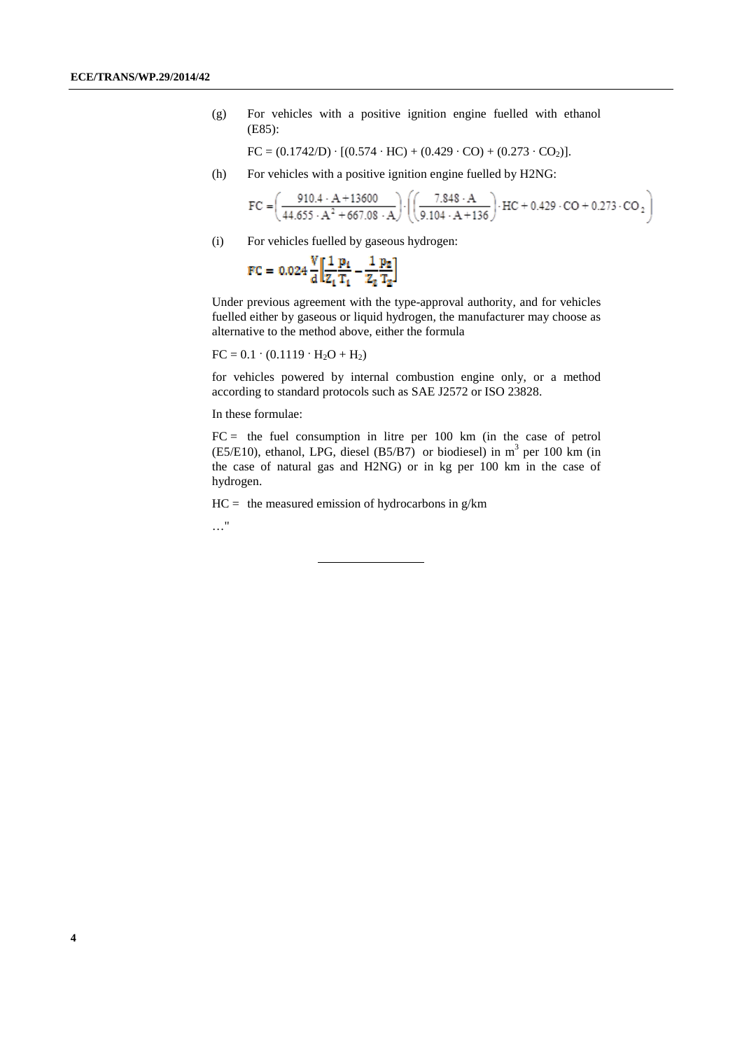(g) For vehicles with a positive ignition engine fuelled with ethanol (E85):

$$FC = (0.1742/D) \cdot [(0.574 \cdot HC) + (0.429 \cdot CO) + (0.273 \cdot CO_2)].$$

(h) For vehicles with a positive ignition engine fuelled by H2NG:

$$FC = \left(\frac{910.4 \cdot A + 13600}{44.655 \cdot A^2 + 667.08 \cdot A}\right) \cdot \left(\left(\frac{7.848 \cdot A}{9.104 \cdot A + 136}\right) \cdot HC + 0.429 \cdot CO + 0.273 \cdot CO_2\right)$$

(i) For vehicles fuelled by gaseous hydrogen:

$$FC = 0.024 \frac{V}{d}\left[\frac{1}{Z_1}\frac{p_1}{T_1} - \frac{1}{Z_2}\frac{p_2}{T_2}\right]$$

Under previous agreement with the type-approval authority, and for vehicles fuelled either by gaseous or liquid hydrogen, the manufacturer may choose as alternative to the method above, either the formula

$$FC = 0.1 \cdot (0.1119 \cdot H_2O + H_2)$$

for vehicles powered by internal combustion engine only, or a method according to standard protocols such as SAE J2572 or ISO 23828.

In these formulae:

FC = the fuel consumption in litre per 100 km (in the case of petrol (E5/E10), ethanol, LPG, diesel (B5/B7) or biodiesel) in $m^3$ per 100 km (in the case of natural gas and H2NG) or in kg per 100 km in the case of hydrogen.

HC = the measured emission of hydrocarbons in g/km

…"